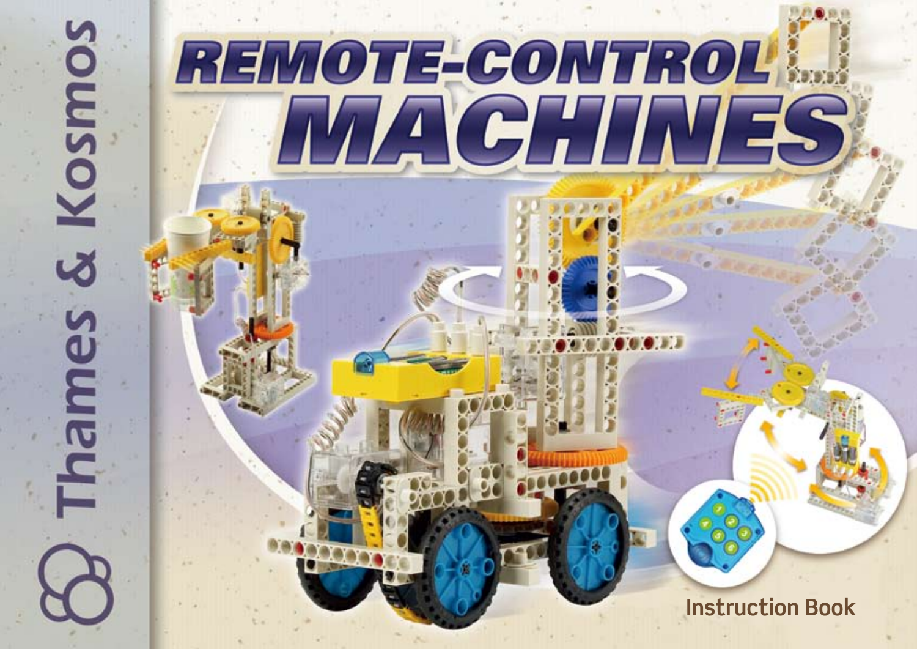Thames & Kosmos

# REMOTE-CONTROL MACHINES

Instruction Book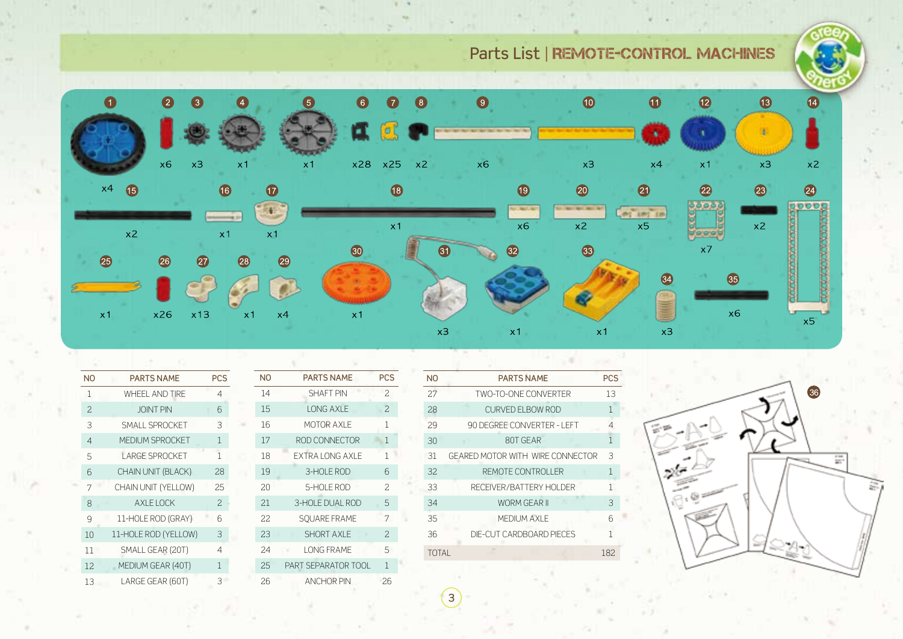# Parts List | REMOTE-CONTROL MACHINES

| NO | PARTS NAME | PCS |
|---|---|---|
| 1 | WHEEL AND TIRE | 4 |
| 2 | JOINT PIN | 6 |
| 3 | SMALL SPROCKET | 3 |
| 4 | MEDIUM SPROCKET | 1 |
| 5 | LARGE SPROCKET | 1 |
| 6 | CHAIN UNIT (BLACK) | 28 |
| 7 | CHAIN UNIT (YELLOW) | 25 |
| 8 | AXLE LOCK | 2 |
| 9 | 11-HOLE ROD (GRAY) | 6 |
| 10 | 11-HOLE ROD (YELLOW) | 3 |
| 11 | SMALL GEAR (20T) | 4 |
| 12 | MEDIUM GEAR (40T) | 1 |
| 13 | LARGE GEAR (60T) | 3 |
| 14 | SHAFT PIN | 2 |
| 15 | LONG AXLE | 2 |
| 16 | MOTOR AXLE | 1 |
| 17 | ROD CONNECTOR | 1 |
| 18 | EXTRA LONG AXLE | 1 |
| 19 | 3-HOLE ROD | 6 |
| 20 | 5-HOLE ROD | 2 |
| 21 | 3-HOLE DUAL ROD | 5 |
| 22 | SQUARE FRAME | 7 |
| 23 | SHORT AXLE | 2 |
| 24 | LONG FRAME | 5 |
| 25 | PART SEPARATOR TOOL | 1 |
| 26 | ANCHOR PIN | 26 |
| 27 | TWO-TO-ONE CONVERTER | 13 |
| 28 | CURVED ELBOW ROD | 1 |
| 29 | 90 DEGREE CONVERTER - LEFT | 4 |
| 30 | 80T GEAR | 1 |
| 31 | GEARED MOTOR WITH WIRE CONNECTOR | 3 |
| 32 | REMOTE CONTROLLER | 1 |
| 33 | RECEIVER/BATTERY HOLDER | 1 |
| 34 | WORM GEAR II | 3 |
| 35 | MEDIUM AXLE | 6 |
| 36 | DIE-CUT CARDBOARD PIECES | 1 |
| TOTAL | | 182 |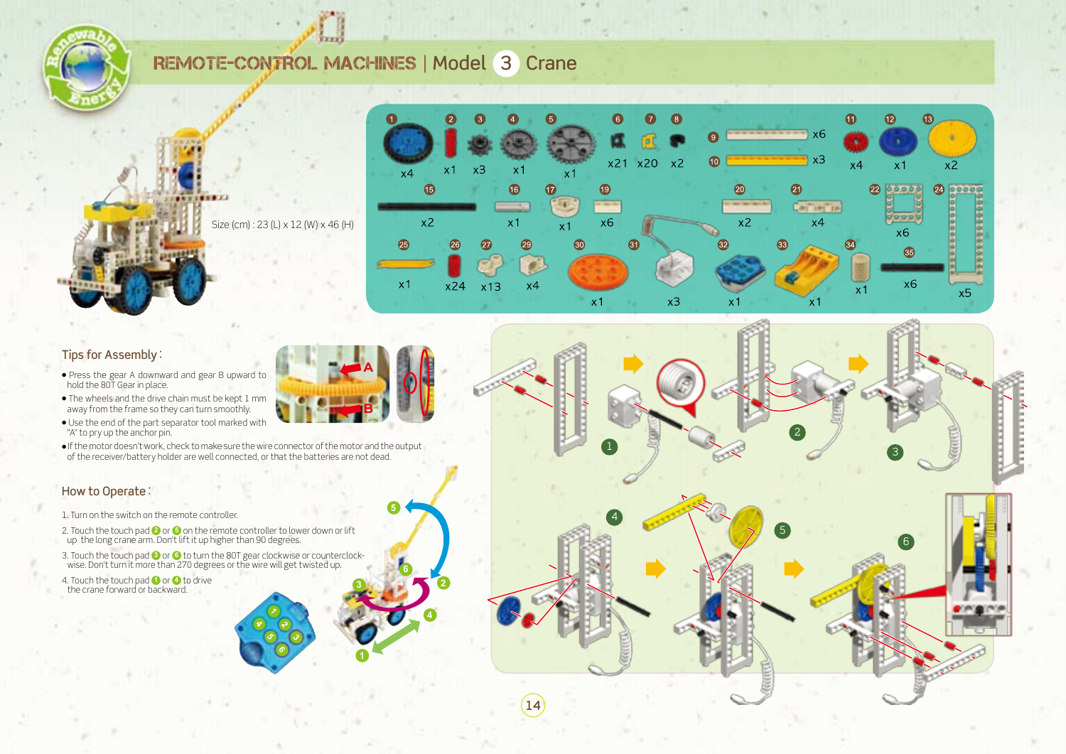# REMOTE-CONTROL MACHINES | Model 3 Crane

Size (cm) : 23 (L) x 12 (W) x 46 (H)

| Part | Qty |
|---|---|
| 1 | x4 |
| 2 | x1 |
| 3 | x3 |
| 4 | x1 |
| 5 | x1 |
| 6 | x21 |
| 7 | x20 |
| 8 | x2 |
| 9 | x6 |
| 10 | x3 |
| 11 | x4 |
| 12 | x1 |
| 13 | x2 |
| 15 | x2 |
| 16 | x1 |
| 17 | x1 |
| 19 | x6 |
| 20 | x2 |
| 21 | x4 |
| 22 | x6 |
| 24 | x5 |
| 25 | x1 |
| 26 | x24 |
| 27 | x13 |
| 29 | x4 |
| 30 | x1 |
| 31 | x3 |
| 32 | x1 |
| 33 | x1 |
| 34 | x1 |
| 35 | x6 |

## Tips for Assembly :

- Press the gear A downward and gear B upward to hold the 80T Gear in place.
- The wheels and the drive chain must be kept 1 mm away from the frame so they can turn smoothly.
- Use the end of the part separator tool marked with "A" to pry up the anchor pin.
- If the motor doesn't work, check to make sure the wire connector of the motor and the output of the receiver/battery holder are well connected, or that the batteries are not dead.

## How to Operate :

1. Turn on the switch on the remote controller.
2. Touch the touch pad 2 or 5 on the remote controller to lower down or lift up the long crane arm. Don't lift it up higher than 90 degrees.
3. Touch the touch pad 3 or 6 to turn the 80T gear clockwise or counterclockwise. Don't turn it more than 270 degrees or the wire will get twisted up.
4. Touch the touch pad 1 or 4 to drive the crane forward or backward.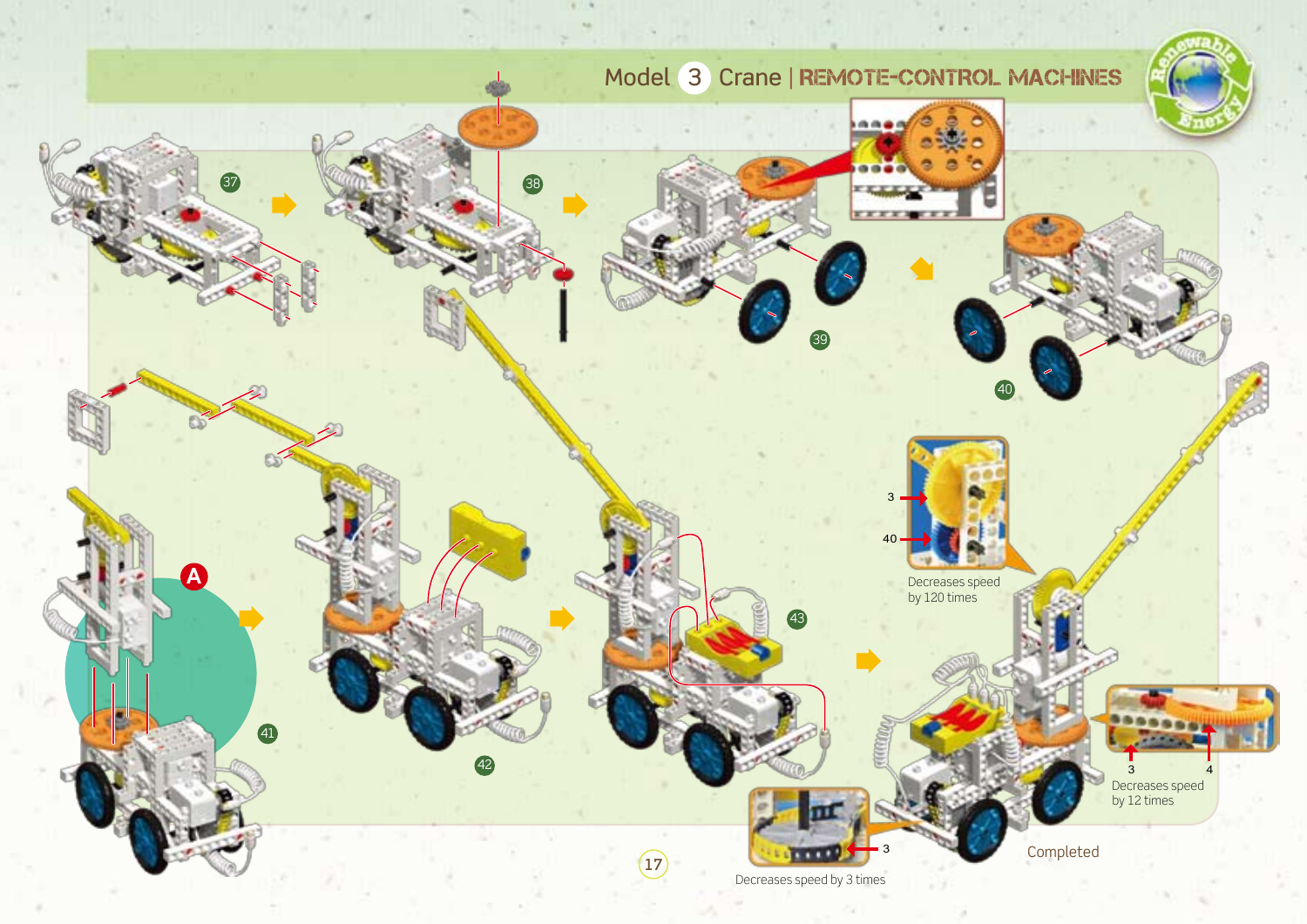# Model 3 Crane | REMOTE-CONTROL MACHINES

37

38

39

40

A

41

42

43

3

40

Decreases speed by 120 times

3

4

Decreases speed by 12 times

3

Decreases speed by 3 times

Completed